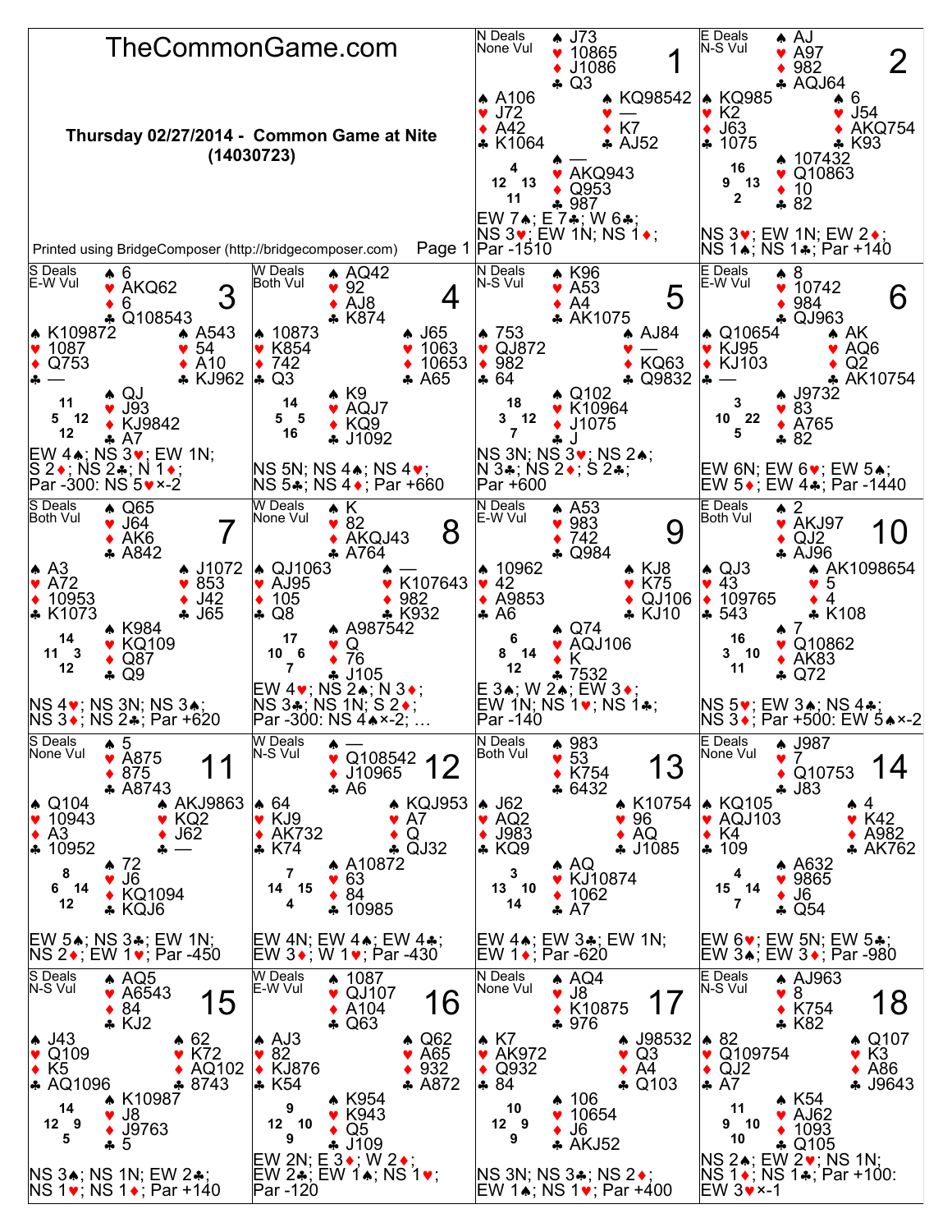# TheCommonGame.com

**Thursday 02/27/2014 - Common Game at Nite (14030723)**

Printed using BridgeComposer (http://bridgecomposer.com)

## Board 1
N Deals, None Vul

- North: ♠ J73 ♥ 10865 ♦ J1086 ♣ Q3
- West: ♠ A106 ♥ J72 ♦ A42 ♣ K1064
- East: ♠ KQ98542 ♥ — ♦ K7 ♣ AJ52
- South: ♠ — ♥ AKQ943 ♦ Q953 ♣ 987

HCP: N 4, W 12, E 13, S 11

EW 7♠; E 7♣; W 6♣; NS 3♥; EW 1N; NS 1♦; Par -1510

## Board 2
E Deals, N-S Vul

- North: ♠ AJ ♥ A97 ♦ 982 ♣ AQJ64
- West: ♠ KQ985 ♥ K2 ♦ J63 ♣ 1075
- East: ♠ 6 ♥ J54 ♦ AKQ754 ♣ K93
- South: ♠ 107432 ♥ Q10863 ♦ 10 ♣ 82

HCP: N 16, W 9, E 13, S 2

NS 3♥; EW 1N; EW 2♦; NS 1♠; NS 1♣; Par +140

## Board 3
S Deals, E-W Vul

- North: ♠ 6 ♥ AKQ62 ♦ 6 ♣ Q108543
- West: ♠ K109872 ♥ 1087 ♦ Q753 ♣ —
- East: ♠ A543 ♥ 54 ♦ A10 ♣ KJ962
- South: ♠ QJ ♥ J93 ♦ KJ9842 ♣ A7

HCP: N 11, W 5, E 12, S 12

EW 4♠; NS 3♥; EW 1N; S 2♦; NS 2♣; N 1♦; Par -300: NS 5♥×-2

## Board 4
W Deals, Both Vul

- North: ♠ AQ42 ♥ 92 ♦ AJ8 ♣ K874
- West: ♠ 10873 ♥ K854 ♦ 742 ♣ Q3
- East: ♠ J65 ♥ 1063 ♦ 10653 ♣ A65
- South: ♠ K9 ♥ AQJ7 ♦ KQ9 ♣ J1092

HCP: N 14, W 5, E 5, S 16

NS 5N; NS 4♠; NS 4♥; NS 5♣; NS 4♦; Par +660

## Board 5
N Deals, N-S Vul

- North: ♠ K96 ♥ A53 ♦ A4 ♣ AK1075
- West: ♠ 753 ♥ QJ872 ♦ 982 ♣ 64
- East: ♠ AJ84 ♥ — ♦ KQ63 ♣ Q9832
- South: ♠ Q102 ♥ K10964 ♦ J1075 ♣ J

HCP: N 18, W 3, E 12, S 7

NS 3N; NS 3♥; NS 2♠; N 3♣; NS 2♦; S 2♣; Par +600

## Board 6
E Deals, E-W Vul

- North: ♠ 8 ♥ 10742 ♦ 984 ♣ QJ963
- West: ♠ Q10654 ♥ KJ95 ♦ KJ103 ♣ —
- East: ♠ AK ♥ AQ6 ♦ Q2 ♣ AK10754
- South: ♠ J9732 ♥ 83 ♦ A765 ♣ 82

HCP: N 3, W 10, E 22, S 5

EW 6N; EW 6♥; EW 5♠; EW 5♦; EW 4♣; Par -1440

## Board 7
S Deals, Both Vul

- North: ♠ Q65 ♥ J64 ♦ AK6 ♣ A842
- West: ♠ A3 ♥ A72 ♦ 10953 ♣ K1073
- East: ♠ J1072 ♥ 853 ♦ J42 ♣ J65
- South: ♠ K984 ♥ KQ109 ♦ Q87 ♣ Q9

HCP: N 14, W 11, E 3, S 12

NS 4♥; NS 3N; NS 3♠; NS 3♦; NS 2♣; Par +620

## Board 8
W Deals, None Vul

- North: ♠ K ♥ 82 ♦ AKQJ43 ♣ A764
- West: ♠ QJ1063 ♥ AJ95 ♦ 105 ♣ Q8
- East: ♠ — ♥ K107643 ♦ 982 ♣ K932
- South: ♠ A987542 ♥ Q ♦ 76 ♣ J105

HCP: N 17, W 10, E 6, S 7

EW 4♥; NS 2♠; N 3♦; NS 3♣; NS 1N; S 2♦; Par -300: NS 4♠×-2; …

## Board 9
N Deals, E-W Vul

- North: ♠ A53 ♥ 983 ♦ 742 ♣ Q984
- West: ♠ 10962 ♥ 42 ♦ A9853 ♣ A6
- East: ♠ KJ8 ♥ K75 ♦ QJ106 ♣ KJ10
- South: ♠ Q74 ♥ AQJ106 ♦ K ♣ 7532

HCP: N 6, W 8, E 14, S 12

E 3♠; W 2♠; EW 3♦; EW 1N; NS 1♥; NS 1♣; Par -140

## Board 10
E Deals, Both Vul

- North: ♠ 2 ♥ AKJ97 ♦ QJ2 ♣ AJ96
- West: ♠ QJ3 ♥ 43 ♦ 109765 ♣ 543
- East: ♠ AK1098654 ♥ 5 ♦ 4 ♣ K108
- South: ♠ 7 ♥ Q10862 ♦ AK83 ♣ Q72

HCP: N 16, W 3, E 10, S 11

NS 5♥; EW 3♠; NS 4♣; NS 3♦; Par +500: EW 5♠×-2

## Board 11
S Deals, None Vul

- North: ♠ 5 ♥ A875 ♦ 875 ♣ A8743
- West: ♠ Q104 ♥ 10943 ♦ A3 ♣ 10952
- East: ♠ AKJ9863 ♥ KQ2 ♦ J62 ♣ —
- South: ♠ 72 ♥ J6 ♦ KQ1094 ♣ KQJ6

HCP: N 8, W 6, E 14, S 12

EW 5♠; NS 3♣; EW 1N; NS 2♦; EW 1♥; Par -450

## Board 12
W Deals, N-S Vul

- North: ♠ — ♥ Q108542 ♦ J10965 ♣ A6
- West: ♠ 64 ♥ KJ9 ♦ AK732 ♣ K74
- East: ♠ KQJ953 ♥ A7 ♦ Q ♣ QJ32
- South: ♠ A10872 ♥ 63 ♦ 84 ♣ 10985

HCP: N 7, W 14, E 15, S 4

EW 4N; EW 4♠; EW 4♣; EW 3♦; W 1♥; Par -430

## Board 13
N Deals, Both Vul

- North: ♠ 983 ♥ 53 ♦ K754 ♣ 6432
- West: ♠ J62 ♥ AQ2 ♦ J983 ♣ KQ9
- East: ♠ K10754 ♥ 96 ♦ AQ ♣ J1085
- South: ♠ AQ ♥ KJ10874 ♦ 1062 ♣ A7

HCP: N 3, W 13, E 10, S 14

EW 4♠; EW 3♣; EW 1N; EW 1♦; Par -620

## Board 14
E Deals, None Vul

- North: ♠ J987 ♥ 7 ♦ Q10753 ♣ J83
- West: ♠ KQ105 ♥ AQJ103 ♦ K4 ♣ 109
- East: ♠ 4 ♥ K42 ♦ A982 ♣ AK762
- South: ♠ A632 ♥ 9865 ♦ J6 ♣ Q54

HCP: N 4, W 15, E 14, S 7

EW 6♥; EW 5N; EW 5♣; EW 3♠; EW 3♦; Par -980

## Board 15
S Deals, N-S Vul

- North: ♠ AQ5 ♥ A6543 ♦ 84 ♣ KJ2
- West: ♠ J43 ♥ Q109 ♦ K5 ♣ AQ1096
- East: ♠ 62 ♥ K72 ♦ AQ102 ♣ 8743
- South: ♠ K10987 ♥ J8 ♦ J9763 ♣ 5

HCP: N 14, W 12, E 9, S 5

NS 3♠; NS 1N; EW 2♣; NS 1♥; NS 1♦; Par +140

## Board 16
W Deals, E-W Vul

- North: ♠ 1087 ♥ QJ107 ♦ A104 ♣ Q63
- West: ♠ AJ3 ♥ 82 ♦ KJ876 ♣ K54
- East: ♠ Q62 ♥ A65 ♦ 932 ♣ A872
- South: ♠ K954 ♥ K943 ♦ Q5 ♣ J109

HCP: N 9, W 12, E 10, S 9

EW 2N; E 3♦; W 2♦; EW 2♣; EW 1♠; NS 1♥; Par -120

## Board 17
N Deals, None Vul

- North: ♠ AQ4 ♥ J8 ♦ K10875 ♣ 976
- West: ♠ K7 ♥ AK972 ♦ Q932 ♣ 84
- East: ♠ J98532 ♥ Q3 ♦ A4 ♣ Q103
- South: ♠ 106 ♥ 10654 ♦ J6 ♣ AKJ52

HCP: N 10, W 12, E 9, S 9

NS 3N; NS 3♣; NS 2♦; EW 1♠; NS 1♥; Par +400

## Board 18
E Deals, N-S Vul

- North: ♠ AJ963 ♥ 8 ♦ K754 ♣ K82
- West: ♠ 82 ♥ Q109754 ♦ QJ2 ♣ A7
- East: ♠ Q107 ♥ K3 ♦ A86 ♣ J9643
- South: ♠ K54 ♥ AJ62 ♦ 1093 ♣ Q105

HCP: N 11, W 9, E 10, S 10

NS 2♠; EW 2♥; NS 1N; NS 1♦; NS 1♣; Par +100: EW 3♥×-1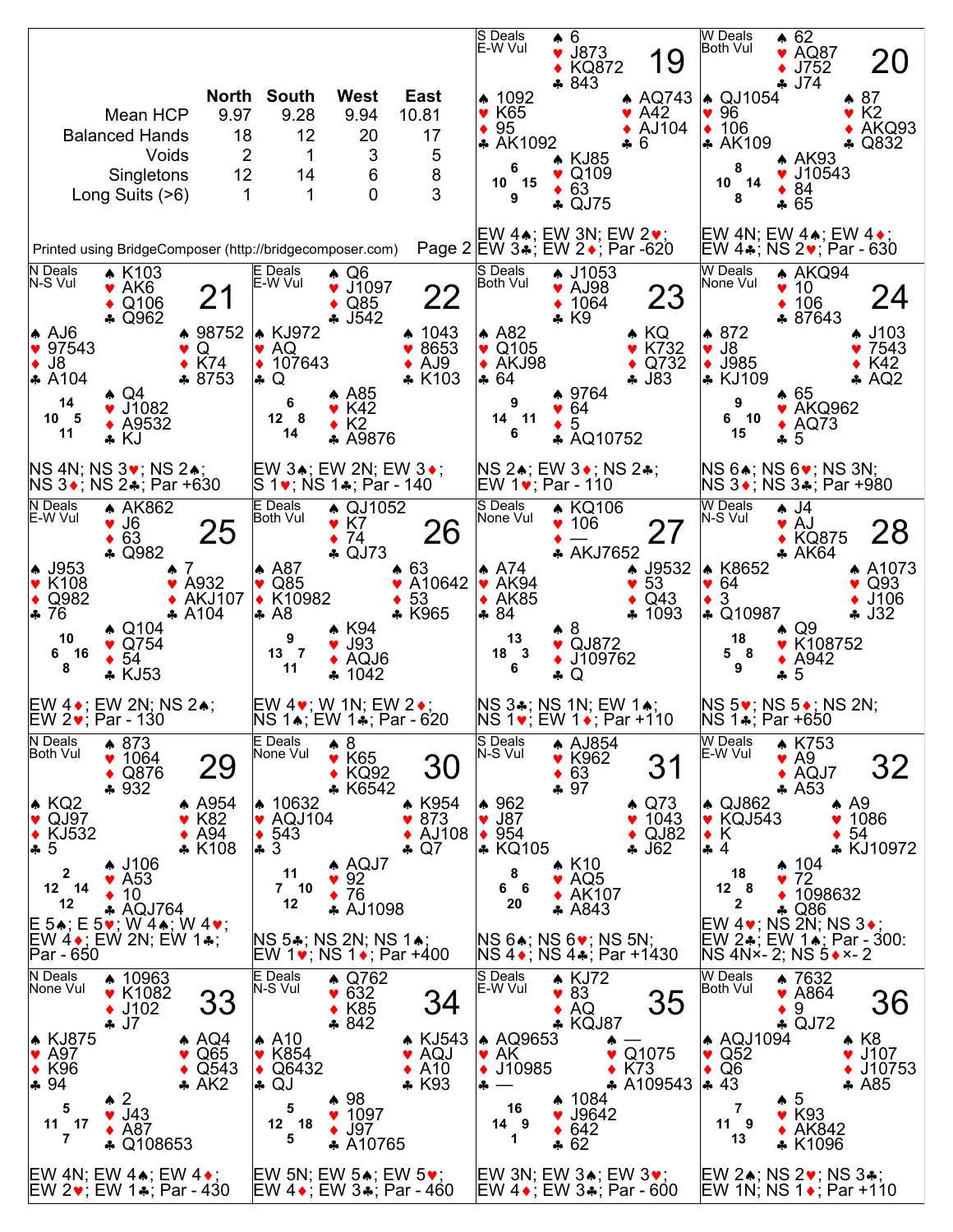| | North | South | West | East |
|---|---|---|---|---|
| Mean HCP | 9.97 | 9.28 | 9.94 | 10.81 |
| Balanced Hands | 18 | 12 | 20 | 17 |
| Voids | 2 | 1 | 3 | 5 |
| Singletons | 12 | 14 | 6 | 8 |
| Long Suits (>6) | 1 | 1 | 0 | 3 |

Printed using BridgeComposer (http://bridgecomposer.com)

## Board 19
S Deals, E-W Vul

North: ♠ 6 ♥ J873 ♦ KQ872 ♣ 843
West: ♠ 1092 ♥ K65 ♦ 95 ♣ AK1092
East: ♠ AQ743 ♥ A42 ♦ AJ104 ♣ 6
South: ♠ KJ85 ♥ Q109 ♦ 63 ♣ QJ75

HCP: N 6, W 10, E 15, S 9

EW 4♠; EW 3N; EW 2♥; EW 3♣; EW 2♦; Par -620

## Board 20
W Deals, Both Vul

North: ♠ 62 ♥ AQ87 ♦ J752 ♣ J74
West: ♠ QJ1054 ♥ 96 ♦ 106 ♣ AK109
East: ♠ 87 ♥ K2 ♦ AKQ93 ♣ Q832
South: ♠ AK93 ♥ J10543 ♦ 84 ♣ 65

HCP: N 8, W 10, E 14, S 8

EW 4N; EW 4♠; EW 4♦; EW 4♣; NS 2♥; Par - 630

## Board 21
N Deals, N-S Vul

North: ♠ K103 ♥ AK6 ♦ Q106 ♣ Q962
West: ♠ AJ6 ♥ 97543 ♦ J8 ♣ A104
East: ♠ 98752 ♥ Q ♦ K74 ♣ 8753
South: ♠ Q4 ♥ J1082 ♦ A9532 ♣ KJ

HCP: N 14, W 10, E 5, S 11

NS 4N; NS 3♥; NS 2♠; NS 3♦; NS 2♣; Par +630

## Board 22
E Deals, E-W Vul

North: ♠ Q6 ♥ J1097 ♦ Q85 ♣ J542
West: ♠ KJ972 ♥ AQ ♦ 107643 ♣ Q
East: ♠ 1043 ♥ 8653 ♦ AJ9 ♣ K103
South: ♠ A85 ♥ K42 ♦ K2 ♣ A9876

HCP: N 6, W 12, E 8, S 14

EW 3♠; EW 2N; EW 3♦; S 1♥; NS 1♣; Par - 140

## Board 23
S Deals, Both Vul

North: ♠ J1053 ♥ AJ98 ♦ 1064 ♣ K9
West: ♠ A82 ♥ Q105 ♦ AKJ98 ♣ 64
East: ♠ KQ ♥ K732 ♦ Q732 ♣ J83
South: ♠ 9764 ♥ 64 ♦ 5 ♣ AQ10752

HCP: N 9, W 14, E 11, S 6

NS 2♠; EW 3♦; NS 2♣; EW 1♥; Par - 110

## Board 24
W Deals, None Vul

North: ♠ AKQ94 ♥ 10 ♦ 106 ♣ 87643
West: ♠ 872 ♥ J8 ♦ J985 ♣ KJ109
East: ♠ J103 ♥ 7543 ♦ K42 ♣ AQ2
South: ♠ 65 ♥ AKQ962 ♦ AQ73 ♣ 5

HCP: N 9, W 6, E 10, S 15

NS 6♠; NS 6♥; NS 3N; NS 3♦; NS 3♣; Par +980

## Board 25
N Deals, E-W Vul

North: ♠ AK862 ♥ J6 ♦ 63 ♣ Q982
West: ♠ J953 ♥ K108 ♦ Q982 ♣ 76
East: ♠ 7 ♥ A932 ♦ AKJ107 ♣ A104
South: ♠ Q104 ♥ Q754 ♦ 54 ♣ KJ53

HCP: N 10, W 6, E 16, S 8

EW 4♦; EW 2N; NS 2♠; EW 2♥; Par - 130

## Board 26
E Deals, Both Vul

North: ♠ QJ1052 ♥ K7 ♦ 74 ♣ QJ73
West: ♠ A87 ♥ Q85 ♦ K10982 ♣ A8
East: ♠ 63 ♥ A10642 ♦ 53 ♣ K965
South: ♠ K94 ♥ J93 ♦ AQJ6 ♣ 1042

HCP: N 9, W 13, E 7, S 11

EW 4♥; W 1N; EW 2♦; NS 1♠; EW 1♣; Par - 620

## Board 27
S Deals, None Vul

North: ♠ KQ106 ♥ 106 ♦ — ♣ AKJ7652
West: ♠ A74 ♥ AK94 ♦ AK85 ♣ 84
East: ♠ J9532 ♥ 53 ♦ Q43 ♣ 1093
South: ♠ 8 ♥ QJ872 ♦ J109762 ♣ Q

HCP: N 13, W 18, E 3, S 6

NS 3♣; NS 1N; EW 1♠; NS 1♥; EW 1♦; Par +110

## Board 28
W Deals, N-S Vul

North: ♠ J4 ♥ AJ ♦ KQ875 ♣ AK64
West: ♠ K8652 ♥ 64 ♦ 3 ♣ Q10987
East: ♠ A1073 ♥ Q93 ♦ J106 ♣ J32
South: ♠ Q9 ♥ K108752 ♦ A942 ♣ 5

HCP: N 18, W 5, E 8, S 9

NS 5♥; NS 5♦; NS 2N; NS 1♣; Par +650

## Board 29
N Deals, Both Vul

North: ♠ 873 ♥ 1064 ♦ Q876 ♣ 932
West: ♠ KQ2 ♥ QJ97 ♦ KJ532 ♣ 5
East: ♠ A954 ♥ K82 ♦ A94 ♣ K108
South: ♠ J106 ♥ A53 ♦ 10 ♣ AQJ764

HCP: N 2, W 12, E 14, S 12

E 5♠; E 5♥; W 4♠; W 4♥; EW 4♦; EW 2N; EW 1♣; Par - 650

## Board 30
E Deals, None Vul

North: ♠ 8 ♥ K65 ♦ KQ92 ♣ K6542
West: ♠ 10632 ♥ AQJ104 ♦ 543 ♣ 3
East: ♠ K954 ♥ 873 ♦ AJ108 ♣ Q7
South: ♠ AQJ7 ♥ 92 ♦ 76 ♣ AJ1098

HCP: N 11, W 7, E 10, S 12

NS 5♣; NS 2N; NS 1♠; EW 1♥; NS 1♦; Par +400

## Board 31
S Deals, N-S Vul

North: ♠ AJ854 ♥ K962 ♦ 63 ♣ 97
West: ♠ 962 ♥ J87 ♦ 954 ♣ KQ105
East: ♠ Q73 ♥ 1043 ♦ QJ82 ♣ J62
South: ♠ K10 ♥ AQ5 ♦ AK107 ♣ A843

HCP: N 8, W 6, E 6, S 20

NS 6♠; NS 6♥; NS 5N; NS 4♦; NS 4♣; Par +1430

## Board 32
W Deals, E-W Vul

North: ♠ K753 ♥ A9 ♦ AQJ7 ♣ A53
West: ♠ QJ862 ♥ KQJ543 ♦ K ♣ 4
East: ♠ A9 ♥ 1086 ♦ 54 ♣ KJ10972
South: ♠ 104 ♥ 72 ♦ 1098632 ♣ Q86

HCP: N 18, W 12, E 8, S 2

EW 4♥; NS 2N; NS 3♦; EW 2♣; EW 1♠; Par - 300: NS 4N×- 2; NS 5♦×- 2

## Board 33
N Deals, None Vul

North: ♠ 10963 ♥ K1082 ♦ J102 ♣ J7
West: ♠ KJ875 ♥ A97 ♦ K96 ♣ 94
East: ♠ AQ4 ♥ Q65 ♦ Q543 ♣ AK2
South: ♠ 2 ♥ J43 ♦ A87 ♣ Q108653

HCP: N 5, W 11, E 17, S 7

EW 4N; EW 4♠; EW 4♦; EW 2♥; EW 1♣; Par - 430

## Board 34
E Deals, N-S Vul

North: ♠ Q762 ♥ 632 ♦ K85 ♣ 842
West: ♠ A10 ♥ K854 ♦ Q6432 ♣ QJ
East: ♠ KJ543 ♥ AQJ ♦ A10 ♣ K93
South: ♠ 98 ♥ 1097 ♦ J97 ♣ A10765

HCP: N 5, W 12, E 18, S 5

EW 5N; EW 5♠; EW 5♥; EW 4♦; EW 3♣; Par - 460

## Board 35
S Deals, E-W Vul

North: ♠ KJ72 ♥ 83 ♦ AQ ♣ KQJ87
West: ♠ AQ9653 ♥ AK ♦ J10985 ♣ —
East: ♠ — ♥ Q1075 ♦ K73 ♣ A109543
South: ♠ 1084 ♥ J9642 ♦ 642 ♣ 62

HCP: N 16, W 14, E 9, S 1

EW 3N; EW 3♠; EW 3♥; EW 4♦; EW 3♣; Par - 600

## Board 36
W Deals, Both Vul

North: ♠ 7632 ♥ A864 ♦ 9 ♣ QJ72
West: ♠ AQJ1094 ♥ Q52 ♦ Q6 ♣ 43
East: ♠ K8 ♥ J107 ♦ J10753 ♣ A85
South: ♠ 5 ♥ K93 ♦ AK842 ♣ K1096

HCP: N 7, W 11, E 9, S 13

EW 2♠; NS 2♥; NS 3♣; EW 1N; NS 1♦; Par +110